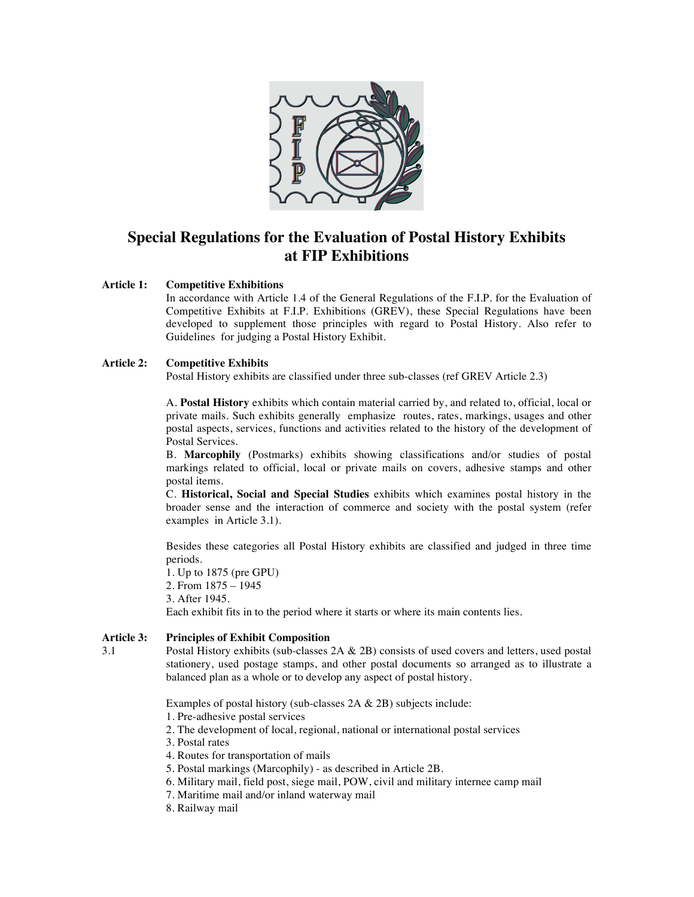# Special Regulations for the Evaluation of Postal History Exhibits at FIP Exhibitions

**Article 1: Competitive Exhibitions**

In accordance with Article 1.4 of the General Regulations of the F.I.P. for the Evaluation of Competitive Exhibits at F.I.P. Exhibitions (GREV), these Special Regulations have been developed to supplement those principles with regard to Postal History. Also refer to Guidelines for judging a Postal History Exhibit.

**Article 2: Competitive Exhibits**

Postal History exhibits are classified under three sub-classes (ref GREV Article 2.3)

A. **Postal History** exhibits which contain material carried by, and related to, official, local or private mails. Such exhibits generally emphasize routes, rates, markings, usages and other postal aspects, services, functions and activities related to the history of the development of Postal Services.

B. **Marcophily** (Postmarks) exhibits showing classifications and/or studies of postal markings related to official, local or private mails on covers, adhesive stamps and other postal items.

C. **Historical, Social and Special Studies** exhibits which examines postal history in the broader sense and the interaction of commerce and society with the postal system (refer examples in Article 3.1).

Besides these categories all Postal History exhibits are classified and judged in three time periods.

1. Up to 1875 (pre GPU)
2. From 1875 – 1945
3. After 1945.

Each exhibit fits in to the period where it starts or where its main contents lies.

**Article 3: Principles of Exhibit Composition**

3.1 Postal History exhibits (sub-classes 2A & 2B) consists of used covers and letters, used postal stationery, used postage stamps, and other postal documents so arranged as to illustrate a balanced plan as a whole or to develop any aspect of postal history.

Examples of postal history (sub-classes 2A & 2B) subjects include:

1. Pre-adhesive postal services
2. The development of local, regional, national or international postal services
3. Postal rates
4. Routes for transportation of mails
5. Postal markings (Marcophily) - as described in Article 2B.
6. Military mail, field post, siege mail, POW, civil and military internee camp mail
7. Maritime mail and/or inland waterway mail
8. Railway mail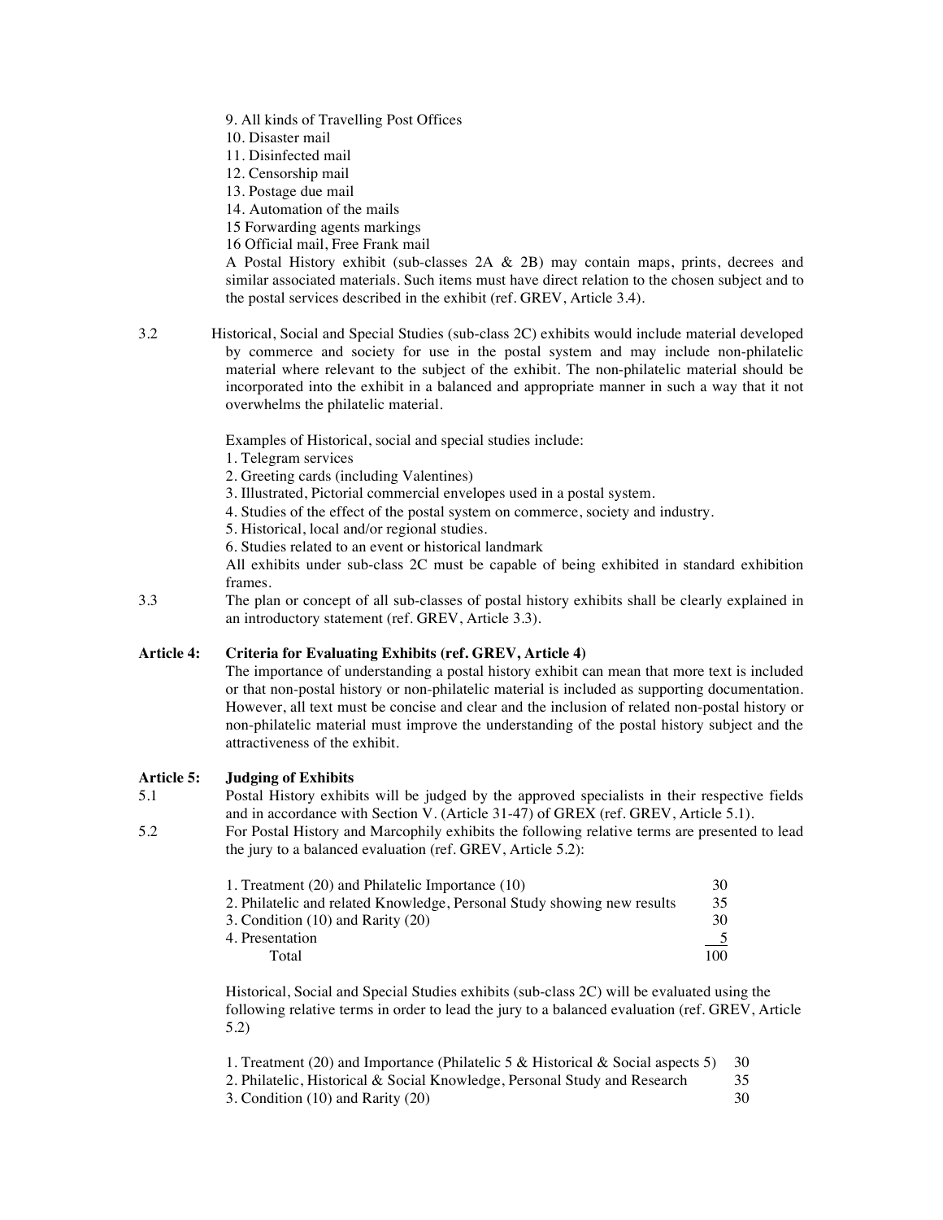9. All kinds of Travelling Post Offices
10. Disaster mail
11. Disinfected mail
12. Censorship mail
13. Postage due mail
14. Automation of the mails
15 Forwarding agents markings
16 Official mail, Free Frank mail

A Postal History exhibit (sub-classes 2A & 2B) may contain maps, prints, decrees and similar associated materials. Such items must have direct relation to the chosen subject and to the postal services described in the exhibit (ref. GREV, Article 3.4).

3.2 Historical, Social and Special Studies (sub-class 2C) exhibits would include material developed by commerce and society for use in the postal system and may include non-philatelic material where relevant to the subject of the exhibit. The non-philatelic material should be incorporated into the exhibit in a balanced and appropriate manner in such a way that it not overwhelms the philatelic material.

Examples of Historical, social and special studies include:

1. Telegram services
2. Greeting cards (including Valentines)
3. Illustrated, Pictorial commercial envelopes used in a postal system.
4. Studies of the effect of the postal system on commerce, society and industry.
5. Historical, local and/or regional studies.
6. Studies related to an event or historical landmark

All exhibits under sub-class 2C must be capable of being exhibited in standard exhibition frames.

3.3 The plan or concept of all sub-classes of postal history exhibits shall be clearly explained in an introductory statement (ref. GREV, Article 3.3).

**Article 4: Criteria for Evaluating Exhibits (ref. GREV, Article 4)**

The importance of understanding a postal history exhibit can mean that more text is included or that non-postal history or non-philatelic material is included as supporting documentation. However, all text must be concise and clear and the inclusion of related non-postal history or non-philatelic material must improve the understanding of the postal history subject and the attractiveness of the exhibit.

**Article 5: Judging of Exhibits**

5.1 Postal History exhibits will be judged by the approved specialists in their respective fields and in accordance with Section V. (Article 31-47) of GREX (ref. GREV, Article 5.1).

5.2 For Postal History and Marcophily exhibits the following relative terms are presented to lead the jury to a balanced evaluation (ref. GREV, Article 5.2):

| | |
|---|---|
| 1. Treatment (20) and Philatelic Importance (10) | 30 |
| 2. Philatelic and related Knowledge, Personal Study showing new results | 35 |
| 3. Condition (10) and Rarity (20) | 30 |
| 4. Presentation | 5 |
| Total | 100 |

Historical, Social and Special Studies exhibits (sub-class 2C) will be evaluated using the following relative terms in order to lead the jury to a balanced evaluation (ref. GREV, Article 5.2)

| | |
|---|---|
| 1. Treatment (20) and Importance (Philatelic 5 & Historical & Social aspects 5) | 30 |
| 2. Philatelic, Historical & Social Knowledge, Personal Study and Research | 35 |
| 3. Condition (10) and Rarity (20) | 30 |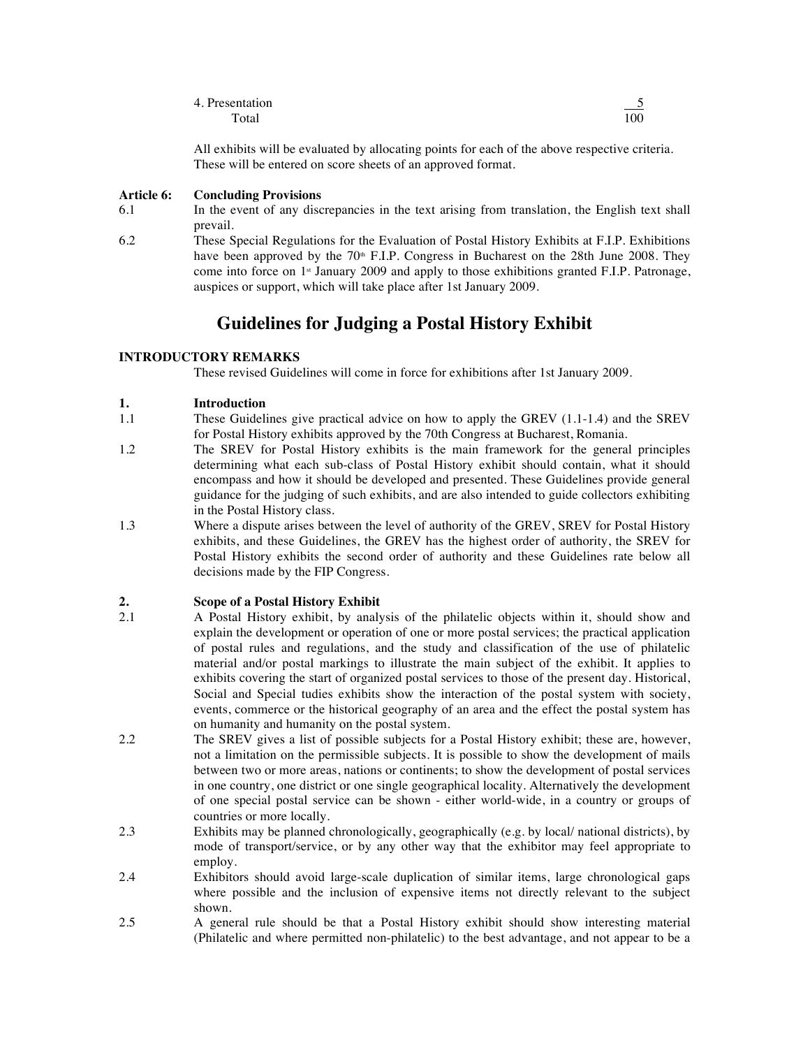| | |
|---|---|
| 4. Presentation | 5 |
| Total | 100 |

All exhibits will be evaluated by allocating points for each of the above respective criteria. These will be entered on score sheets of an approved format.

**Article 6: Concluding Provisions**

6.1 In the event of any discrepancies in the text arising from translation, the English text shall prevail.

6.2 These Special Regulations for the Evaluation of Postal History Exhibits at F.I.P. Exhibitions have been approved by the 70th F.I.P. Congress in Bucharest on the 28th June 2008. They come into force on 1st January 2009 and apply to those exhibitions granted F.I.P. Patronage, auspices or support, which will take place after 1st January 2009.

# Guidelines for Judging a Postal History Exhibit

**INTRODUCTORY REMARKS**

These revised Guidelines will come in force for exhibitions after 1st January 2009.

**1. Introduction**

1.1 These Guidelines give practical advice on how to apply the GREV (1.1-1.4) and the SREV for Postal History exhibits approved by the 70th Congress at Bucharest, Romania.

1.2 The SREV for Postal History exhibits is the main framework for the general principles determining what each sub-class of Postal History exhibit should contain, what it should encompass and how it should be developed and presented. These Guidelines provide general guidance for the judging of such exhibits, and are also intended to guide collectors exhibiting in the Postal History class.

1.3 Where a dispute arises between the level of authority of the GREV, SREV for Postal History exhibits, and these Guidelines, the GREV has the highest order of authority, the SREV for Postal History exhibits the second order of authority and these Guidelines rate below all decisions made by the FIP Congress.

**2. Scope of a Postal History Exhibit**

2.1 A Postal History exhibit, by analysis of the philatelic objects within it, should show and explain the development or operation of one or more postal services; the practical application of postal rules and regulations, and the study and classification of the use of philatelic material and/or postal markings to illustrate the main subject of the exhibit. It applies to exhibits covering the start of organized postal services to those of the present day. Historical, Social and Special tudies exhibits show the interaction of the postal system with society, events, commerce or the historical geography of an area and the effect the postal system has on humanity and humanity on the postal system.

2.2 The SREV gives a list of possible subjects for a Postal History exhibit; these are, however, not a limitation on the permissible subjects. It is possible to show the development of mails between two or more areas, nations or continents; to show the development of postal services in one country, one district or one single geographical locality. Alternatively the development of one special postal service can be shown - either world-wide, in a country or groups of countries or more locally.

2.3 Exhibits may be planned chronologically, geographically (e.g. by local/ national districts), by mode of transport/service, or by any other way that the exhibitor may feel appropriate to employ.

2.4 Exhibitors should avoid large-scale duplication of similar items, large chronological gaps where possible and the inclusion of expensive items not directly relevant to the subject shown.

2.5 A general rule should be that a Postal History exhibit should show interesting material (Philatelic and where permitted non-philatelic) to the best advantage, and not appear to be a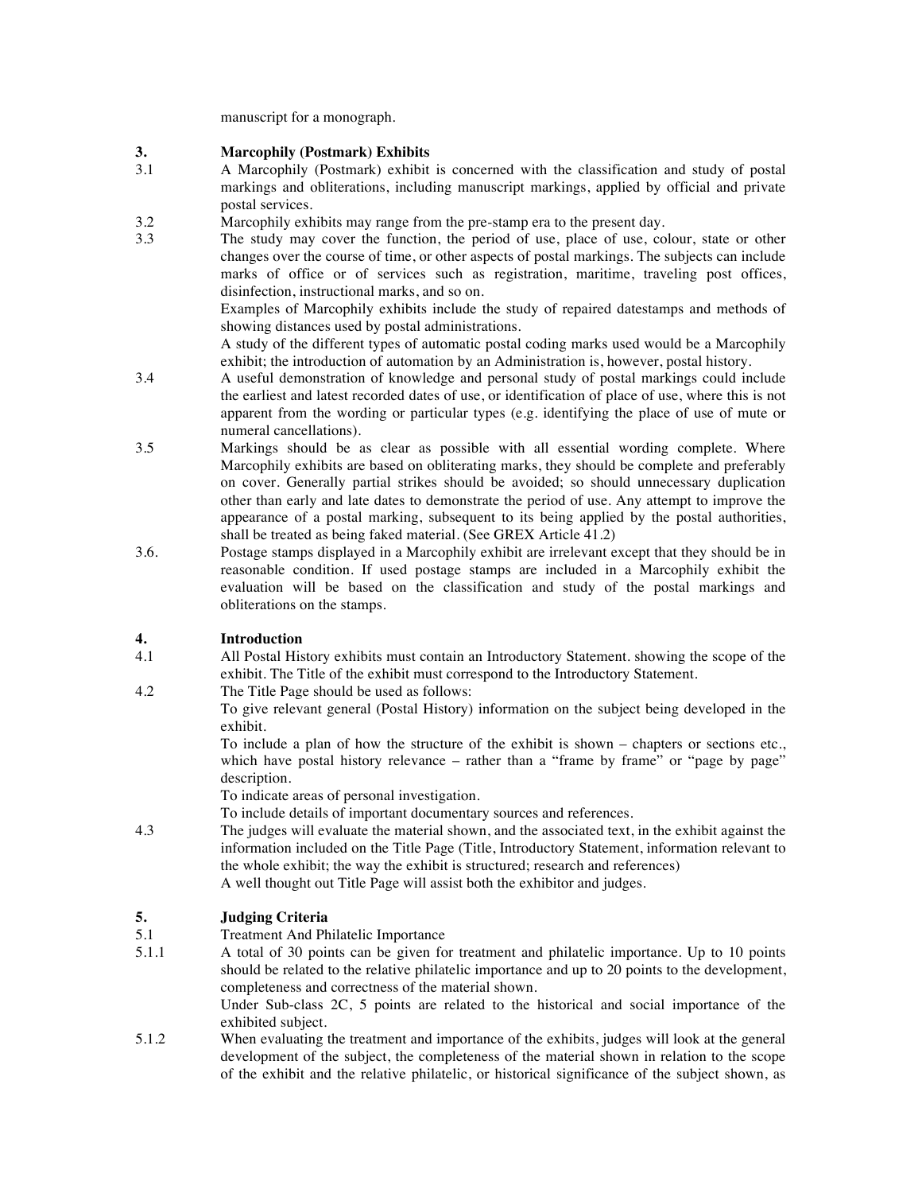manuscript for a monograph.

## 3. Marcophily (Postmark) Exhibits

3.1 A Marcophily (Postmark) exhibit is concerned with the classification and study of postal markings and obliterations, including manuscript markings, applied by official and private postal services.

3.2 Marcophily exhibits may range from the pre-stamp era to the present day.

3.3 The study may cover the function, the period of use, place of use, colour, state or other changes over the course of time, or other aspects of postal markings. The subjects can include marks of office or of services such as registration, maritime, traveling post offices, disinfection, instructional marks, and so on.

Examples of Marcophily exhibits include the study of repaired datestamps and methods of showing distances used by postal administrations.

A study of the different types of automatic postal coding marks used would be a Marcophily exhibit; the introduction of automation by an Administration is, however, postal history.

3.4 A useful demonstration of knowledge and personal study of postal markings could include the earliest and latest recorded dates of use, or identification of place of use, where this is not apparent from the wording or particular types (e.g. identifying the place of use of mute or numeral cancellations).

3.5 Markings should be as clear as possible with all essential wording complete. Where Marcophily exhibits are based on obliterating marks, they should be complete and preferably on cover. Generally partial strikes should be avoided; so should unnecessary duplication other than early and late dates to demonstrate the period of use. Any attempt to improve the appearance of a postal marking, subsequent to its being applied by the postal authorities, shall be treated as being faked material. (See GREX Article 41.2)

3.6. Postage stamps displayed in a Marcophily exhibit are irrelevant except that they should be in reasonable condition. If used postage stamps are included in a Marcophily exhibit the evaluation will be based on the classification and study of the postal markings and obliterations on the stamps.

## 4. Introduction

4.1 All Postal History exhibits must contain an Introductory Statement. showing the scope of the exhibit. The Title of the exhibit must correspond to the Introductory Statement.

4.2 The Title Page should be used as follows:

To give relevant general (Postal History) information on the subject being developed in the exhibit.

To include a plan of how the structure of the exhibit is shown – chapters or sections etc., which have postal history relevance – rather than a "frame by frame" or "page by page" description.

To indicate areas of personal investigation.

To include details of important documentary sources and references.

4.3 The judges will evaluate the material shown, and the associated text, in the exhibit against the information included on the Title Page (Title, Introductory Statement, information relevant to the whole exhibit; the way the exhibit is structured; research and references)

A well thought out Title Page will assist both the exhibitor and judges.

## 5. Judging Criteria

5.1 Treatment And Philatelic Importance

5.1.1 A total of 30 points can be given for treatment and philatelic importance. Up to 10 points should be related to the relative philatelic importance and up to 20 points to the development, completeness and correctness of the material shown.

Under Sub-class 2C, 5 points are related to the historical and social importance of the exhibited subject.

5.1.2 When evaluating the treatment and importance of the exhibits, judges will look at the general development of the subject, the completeness of the material shown in relation to the scope of the exhibit and the relative philatelic, or historical significance of the subject shown, as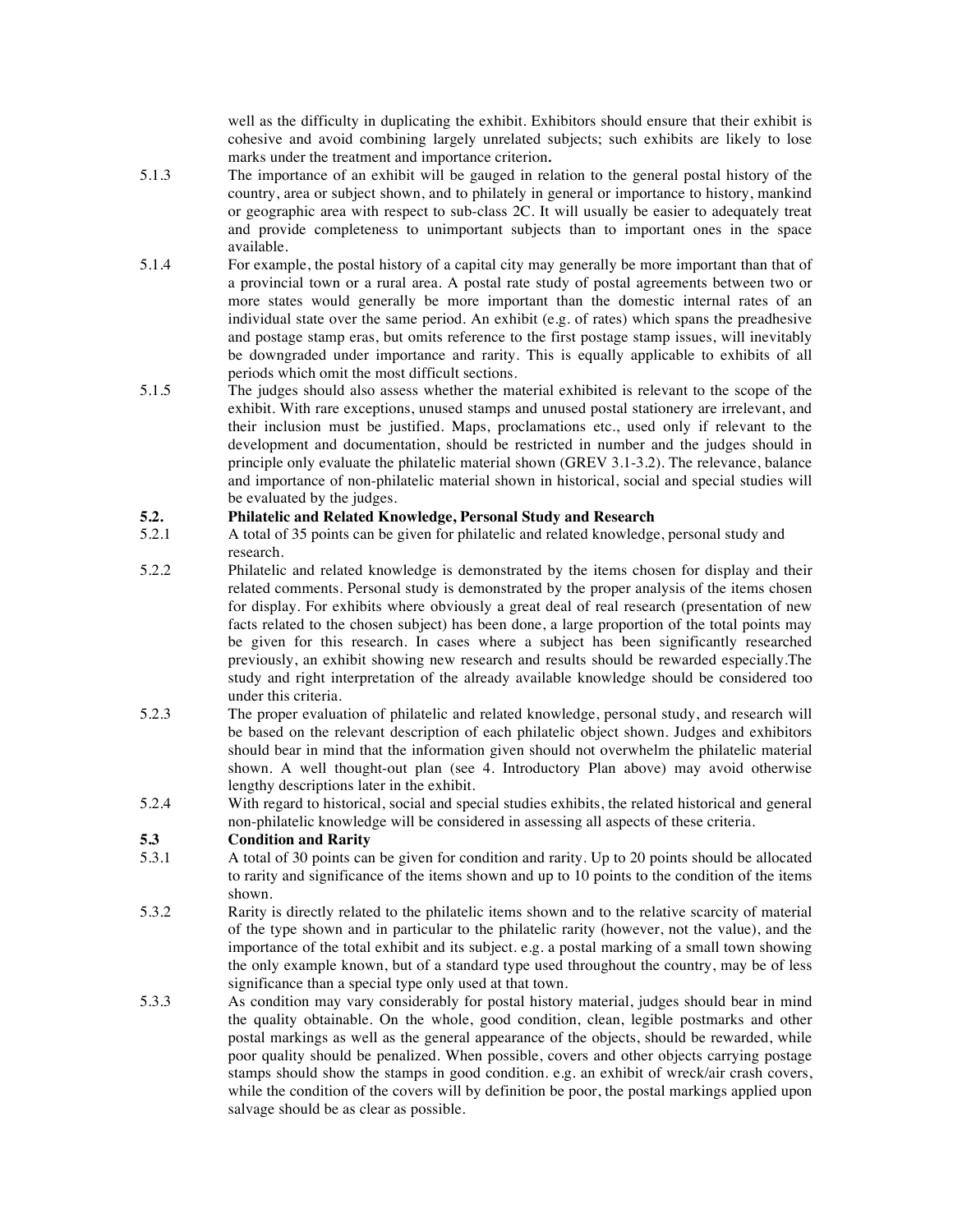well as the difficulty in duplicating the exhibit. Exhibitors should ensure that their exhibit is cohesive and avoid combining largely unrelated subjects; such exhibits are likely to lose marks under the treatment and importance criterion.

5.1.3 The importance of an exhibit will be gauged in relation to the general postal history of the country, area or subject shown, and to philately in general or importance to history, mankind or geographic area with respect to sub-class 2C. It will usually be easier to adequately treat and provide completeness to unimportant subjects than to important ones in the space available.

5.1.4 For example, the postal history of a capital city may generally be more important than that of a provincial town or a rural area. A postal rate study of postal agreements between two or more states would generally be more important than the domestic internal rates of an individual state over the same period. An exhibit (e.g. of rates) which spans the preadhesive and postage stamp eras, but omits reference to the first postage stamp issues, will inevitably be downgraded under importance and rarity. This is equally applicable to exhibits of all periods which omit the most difficult sections.

5.1.5 The judges should also assess whether the material exhibited is relevant to the scope of the exhibit. With rare exceptions, unused stamps and unused postal stationery are irrelevant, and their inclusion must be justified. Maps, proclamations etc., used only if relevant to the development and documentation, should be restricted in number and the judges should in principle only evaluate the philatelic material shown (GREV 3.1-3.2). The relevance, balance and importance of non-philatelic material shown in historical, social and special studies will be evaluated by the judges.

### 5.2. Philatelic and Related Knowledge, Personal Study and Research

5.2.1 A total of 35 points can be given for philatelic and related knowledge, personal study and research.

5.2.2 Philatelic and related knowledge is demonstrated by the items chosen for display and their related comments. Personal study is demonstrated by the proper analysis of the items chosen for display. For exhibits where obviously a great deal of real research (presentation of new facts related to the chosen subject) has been done, a large proportion of the total points may be given for this research. In cases where a subject has been significantly researched previously, an exhibit showing new research and results should be rewarded especially.The study and right interpretation of the already available knowledge should be considered too under this criteria.

5.2.3 The proper evaluation of philatelic and related knowledge, personal study, and research will be based on the relevant description of each philatelic object shown. Judges and exhibitors should bear in mind that the information given should not overwhelm the philatelic material shown. A well thought-out plan (see 4. Introductory Plan above) may avoid otherwise lengthy descriptions later in the exhibit.

5.2.4 With regard to historical, social and special studies exhibits, the related historical and general non-philatelic knowledge will be considered in assessing all aspects of these criteria.

### 5.3 Condition and Rarity

5.3.1 A total of 30 points can be given for condition and rarity. Up to 20 points should be allocated to rarity and significance of the items shown and up to 10 points to the condition of the items shown.

5.3.2 Rarity is directly related to the philatelic items shown and to the relative scarcity of material of the type shown and in particular to the philatelic rarity (however, not the value), and the importance of the total exhibit and its subject. e.g. a postal marking of a small town showing the only example known, but of a standard type used throughout the country, may be of less significance than a special type only used at that town.

5.3.3 As condition may vary considerably for postal history material, judges should bear in mind the quality obtainable. On the whole, good condition, clean, legible postmarks and other postal markings as well as the general appearance of the objects, should be rewarded, while poor quality should be penalized. When possible, covers and other objects carrying postage stamps should show the stamps in good condition. e.g. an exhibit of wreck/air crash covers, while the condition of the covers will by definition be poor, the postal markings applied upon salvage should be as clear as possible.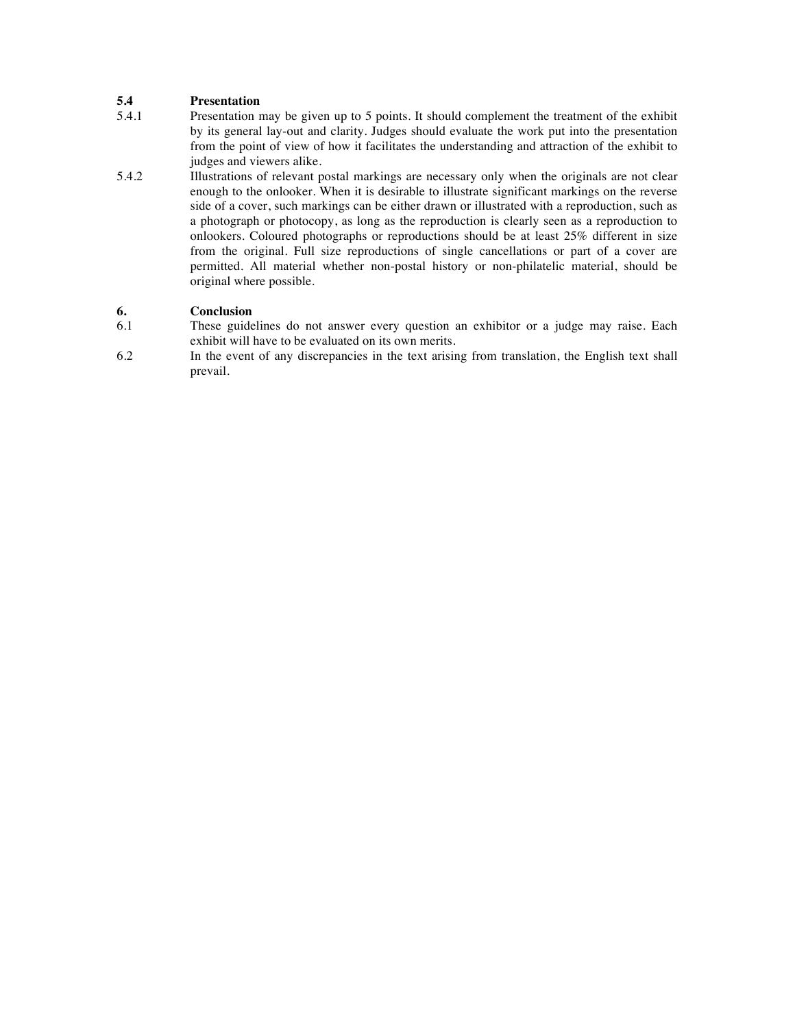### 5.4 Presentation

5.4.1 Presentation may be given up to 5 points. It should complement the treatment of the exhibit by its general lay-out and clarity. Judges should evaluate the work put into the presentation from the point of view of how it facilitates the understanding and attraction of the exhibit to judges and viewers alike.

5.4.2 Illustrations of relevant postal markings are necessary only when the originals are not clear enough to the onlooker. When it is desirable to illustrate significant markings on the reverse side of a cover, such markings can be either drawn or illustrated with a reproduction, such as a photograph or photocopy, as long as the reproduction is clearly seen as a reproduction to onlookers. Coloured photographs or reproductions should be at least 25% different in size from the original. Full size reproductions of single cancellations or part of a cover are permitted. All material whether non-postal history or non-philatelic material, should be original where possible.

## 6. Conclusion

6.1 These guidelines do not answer every question an exhibitor or a judge may raise. Each exhibit will have to be evaluated on its own merits.

6.2 In the event of any discrepancies in the text arising from translation, the English text shall prevail.